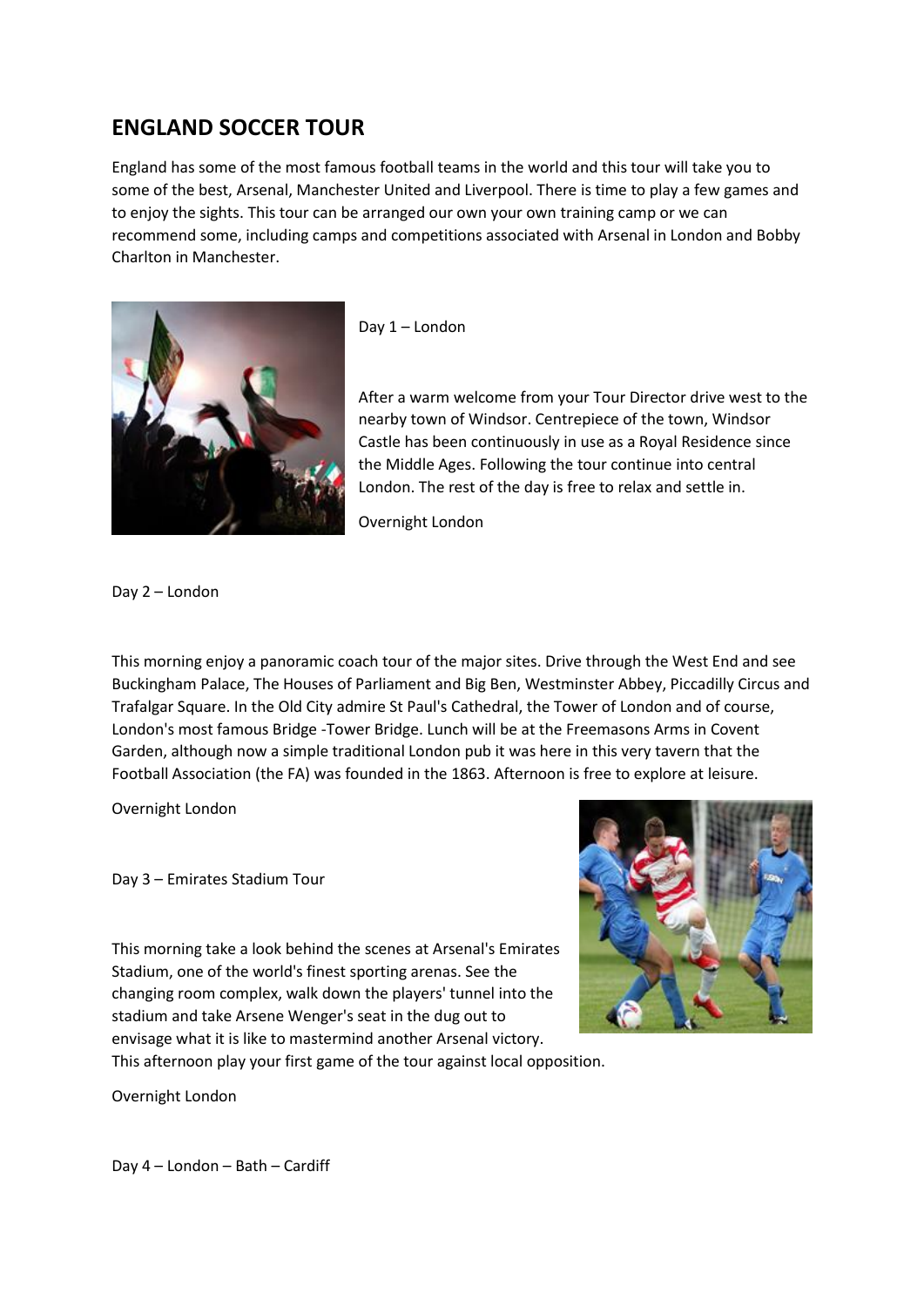## ENGLAND SOCCER TOUR

England has some of the most famous football teams in the world and this tour will take you to some of the best, Arsenal, Manchester United and Liverpool. There is time to play a few games and to enjoy the sights. This tour can be arranged our own your own training camp or we can recommend some, including camps and competitions associated with Arsenal in London and Bobby Charlton in Manchester.

Day 1 – London

After a warm welcome from your Tour Director drive west to the nearby town of Windsor. Centrepiece of the town, Windsor Castle has been continuously in use as a Royal Residence since the Middle Ages. Following the tour continue into central London. The rest of the day is free to relax and settle in.

Overnight London

Day 2 – London

This morning enjoy a panoramic coach tour of the major sites. Drive through the West End and see Buckingham Palace, The Houses of Parliament and Big Ben, Westminster Abbey, Piccadilly Circus and Trafalgar Square. In the Old City admire St Paul's Cathedral, the Tower of London and of course, London's most famous Bridge -Tower Bridge. Lunch will be at the Freemasons Arms in Covent Garden, although now a simple traditional London pub it was here in this very tavern that the Football Association (the FA) was founded in the 1863. Afternoon is free to explore at leisure.

Overnight London

Day 3 – Emirates Stadium Tour

This morning take a look behind the scenes at Arsenal's Emirates Stadium, one of the world's finest sporting arenas. See the changing room complex, walk down the players' tunnel into the stadium and take Arsene Wenger's seat in the dug out to envisage what it is like to mastermind another Arsenal victory. This afternoon play your first game of the tour against local opposition.

Overnight London

Day 4 – London – Bath – Cardiff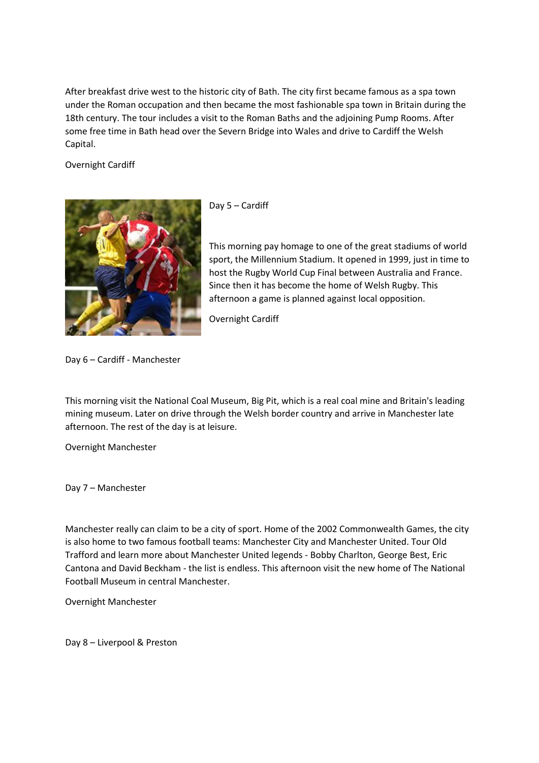After breakfast drive west to the historic city of Bath. The city first became famous as a spa town under the Roman occupation and then became the most fashionable spa town in Britain during the 18th century. The tour includes a visit to the Roman Baths and the adjoining Pump Rooms. After some free time in Bath head over the Severn Bridge into Wales and drive to Cardiff the Welsh Capital.

Overnight Cardiff

Day 5 – Cardiff

This morning pay homage to one of the great stadiums of world sport, the Millennium Stadium. It opened in 1999, just in time to host the Rugby World Cup Final between Australia and France. Since then it has become the home of Welsh Rugby. This afternoon a game is planned against local opposition.

Overnight Cardiff

Day 6 – Cardiff - Manchester

This morning visit the National Coal Museum, Big Pit, which is a real coal mine and Britain's leading mining museum. Later on drive through the Welsh border country and arrive in Manchester late afternoon. The rest of the day is at leisure.

Overnight Manchester

Day 7 – Manchester

Manchester really can claim to be a city of sport. Home of the 2002 Commonwealth Games, the city is also home to two famous football teams: Manchester City and Manchester United. Tour Old Trafford and learn more about Manchester United legends - Bobby Charlton, George Best, Eric Cantona and David Beckham - the list is endless. This afternoon visit the new home of The National Football Museum in central Manchester.

Overnight Manchester

Day 8 – Liverpool & Preston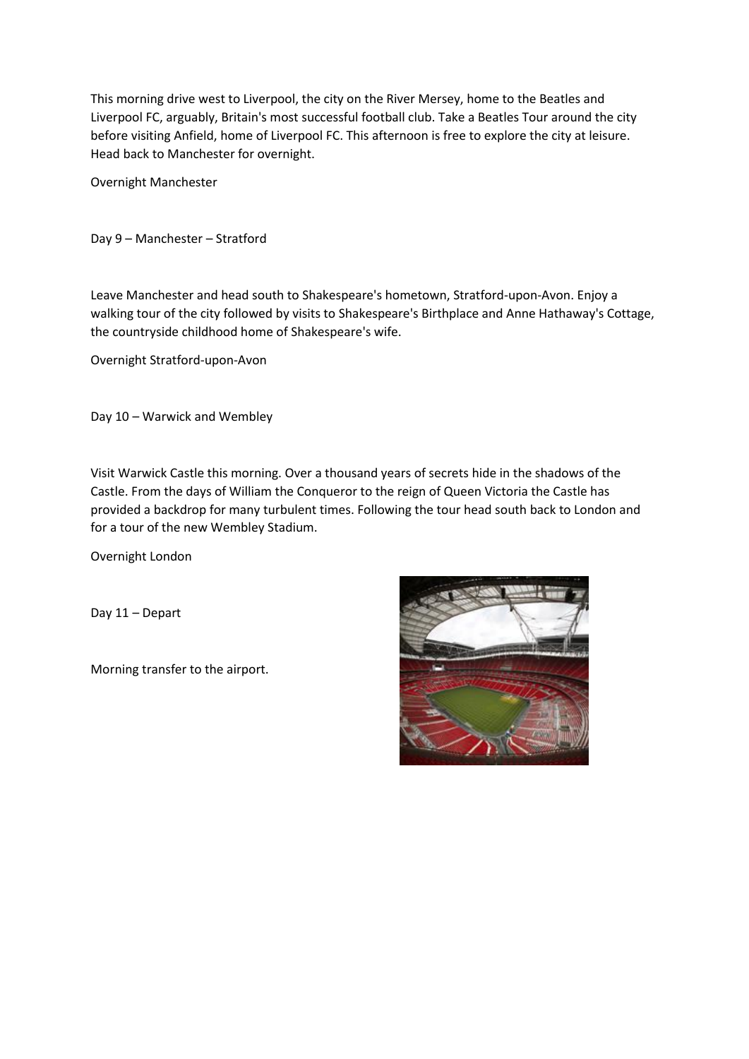This morning drive west to Liverpool, the city on the River Mersey, home to the Beatles and Liverpool FC, arguably, Britain's most successful football club. Take a Beatles Tour around the city before visiting Anfield, home of Liverpool FC. This afternoon is free to explore the city at leisure. Head back to Manchester for overnight.

Overnight Manchester

## Day 9 – Manchester – Stratford

Leave Manchester and head south to Shakespeare's hometown, Stratford-upon-Avon. Enjoy a walking tour of the city followed by visits to Shakespeare's Birthplace and Anne Hathaway's Cottage, the countryside childhood home of Shakespeare's wife.

Overnight Stratford-upon-Avon

## Day 10 – Warwick and Wembley

Visit Warwick Castle this morning. Over a thousand years of secrets hide in the shadows of the Castle. From the days of William the Conqueror to the reign of Queen Victoria the Castle has provided a backdrop for many turbulent times. Following the tour head south back to London and for a tour of the new Wembley Stadium.

Overnight London

## Day 11 – Depart

Morning transfer to the airport.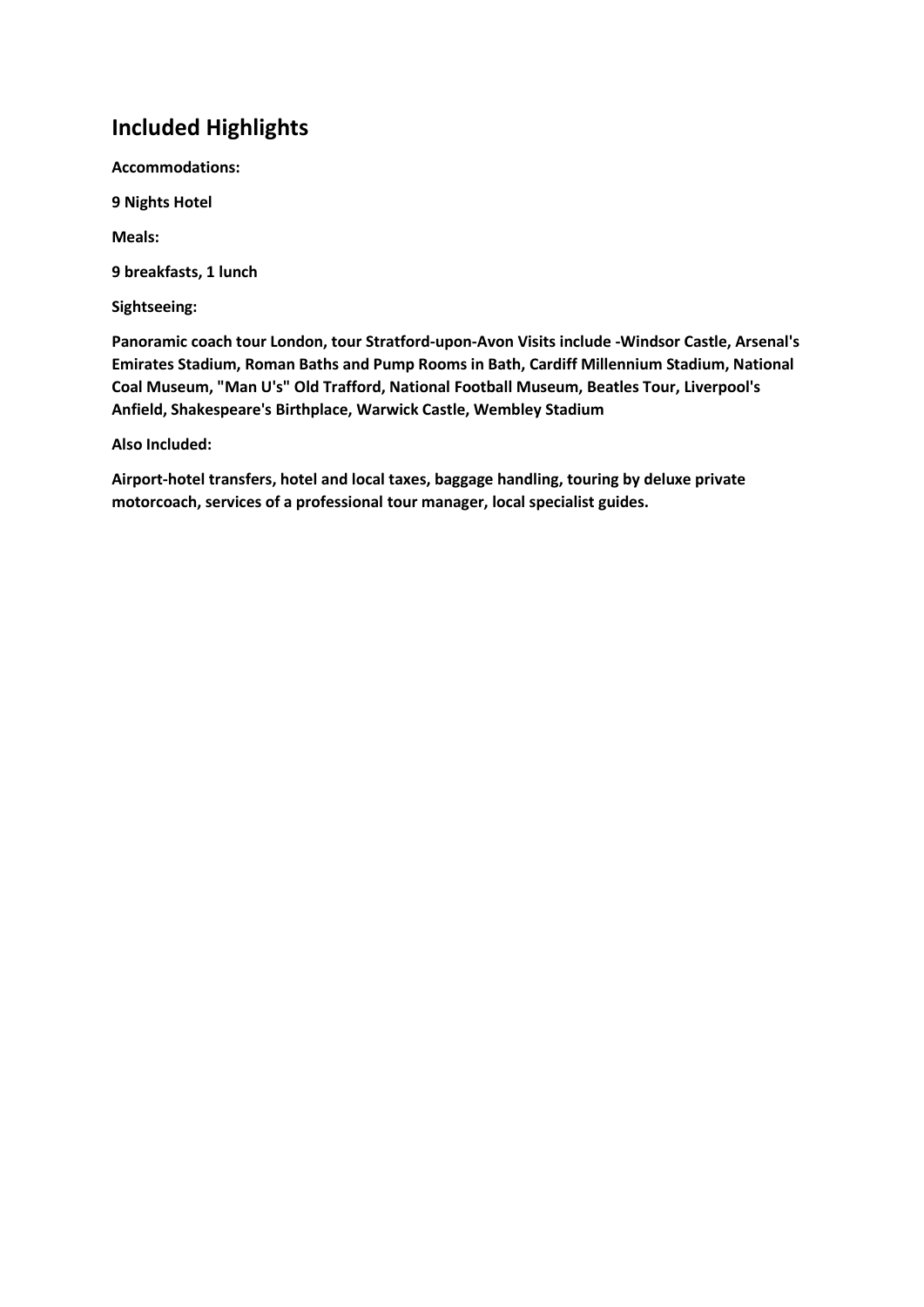## Included Highlights

**Accommodations:**

**9 Nights Hotel**

**Meals:**

**9 breakfasts, 1 lunch**

**Sightseeing:**

**Panoramic coach tour London, tour Stratford-upon-Avon Visits include -Windsor Castle, Arsenal's Emirates Stadium, Roman Baths and Pump Rooms in Bath, Cardiff Millennium Stadium, National Coal Museum, "Man U's" Old Trafford, National Football Museum, Beatles Tour, Liverpool's Anfield, Shakespeare's Birthplace, Warwick Castle, Wembley Stadium**

**Also Included:**

**Airport-hotel transfers, hotel and local taxes, baggage handling, touring by deluxe private motorcoach, services of a professional tour manager, local specialist guides.**